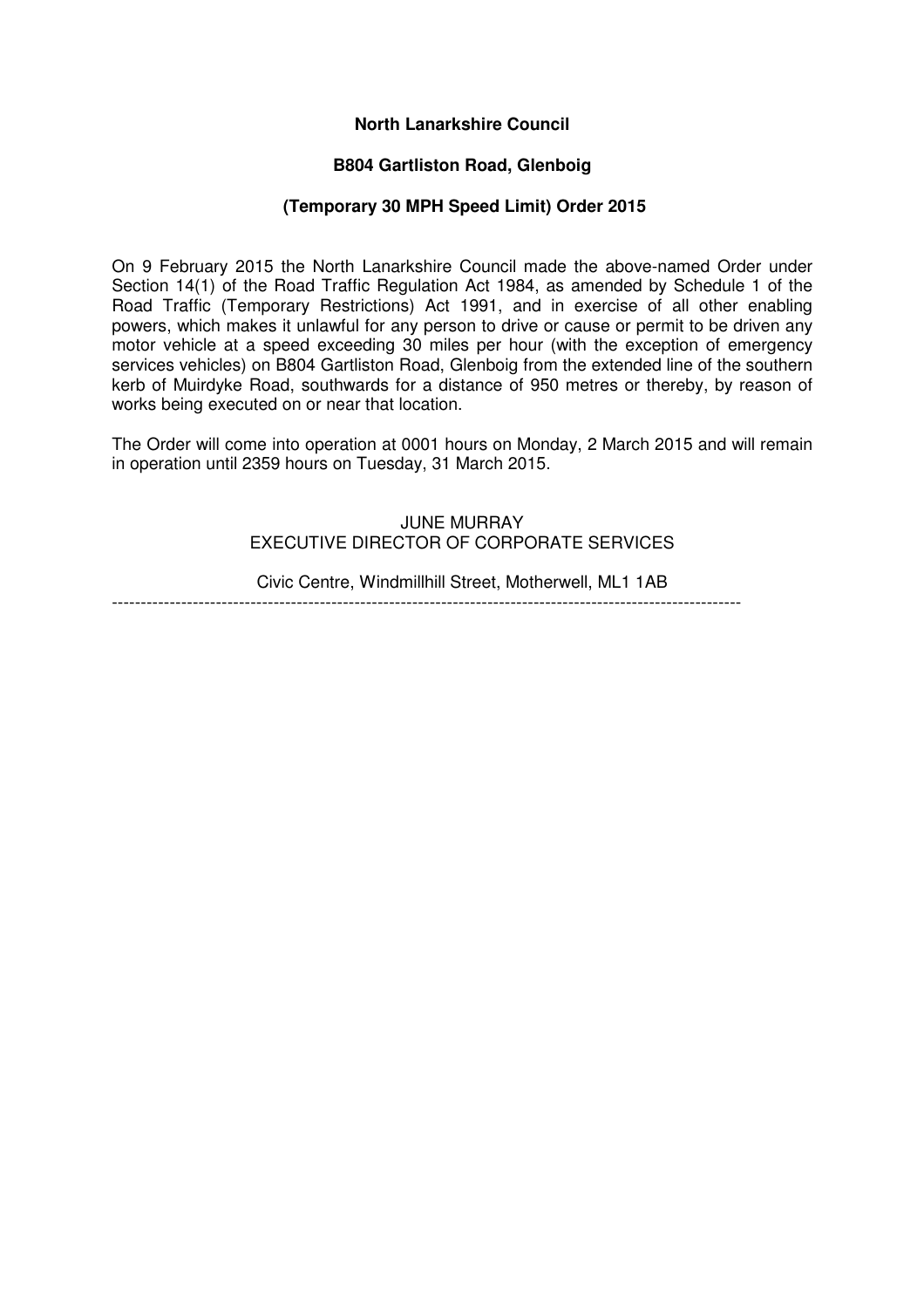**North Lanarkshire Council**

**B804 Gartliston Road, Glenboig**

**(Temporary 30 MPH Speed Limit) Order 2015**

On 9 February 2015 the North Lanarkshire Council made the above-named Order under Section 14(1) of the Road Traffic Regulation Act 1984, as amended by Schedule 1 of the Road Traffic (Temporary Restrictions) Act 1991, and in exercise of all other enabling powers, which makes it unlawful for any person to drive or cause or permit to be driven any motor vehicle at a speed exceeding 30 miles per hour (with the exception of emergency services vehicles) on B804 Gartliston Road, Glenboig from the extended line of the southern kerb of Muirdyke Road, southwards for a distance of 950 metres or thereby, by reason of works being executed on or near that location.

The Order will come into operation at 0001 hours on Monday, 2 March 2015 and will remain in operation until 2359 hours on Tuesday, 31 March 2015.

JUNE MURRAY
EXECUTIVE DIRECTOR OF CORPORATE SERVICES

Civic Centre, Windmillhill Street, Motherwell, ML1 1AB

---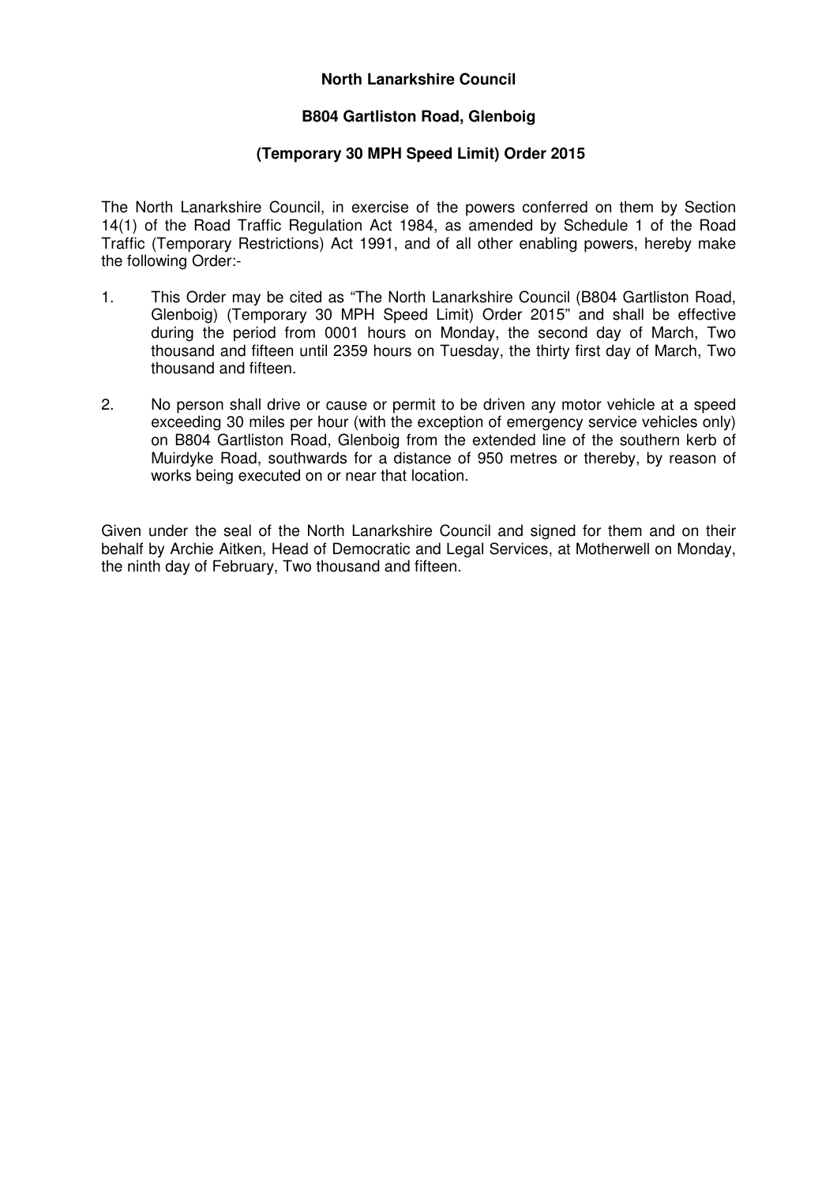**North Lanarkshire Council**

**B804 Gartliston Road, Glenboig**

**(Temporary 30 MPH Speed Limit) Order 2015**

The North Lanarkshire Council, in exercise of the powers conferred on them by Section 14(1) of the Road Traffic Regulation Act 1984, as amended by Schedule 1 of the Road Traffic (Temporary Restrictions) Act 1991, and of all other enabling powers, hereby make the following Order:-

1. This Order may be cited as "The North Lanarkshire Council (B804 Gartliston Road, Glenboig) (Temporary 30 MPH Speed Limit) Order 2015" and shall be effective during the period from 0001 hours on Monday, the second day of March, Two thousand and fifteen until 2359 hours on Tuesday, the thirty first day of March, Two thousand and fifteen.

2. No person shall drive or cause or permit to be driven any motor vehicle at a speed exceeding 30 miles per hour (with the exception of emergency service vehicles only) on B804 Gartliston Road, Glenboig from the extended line of the southern kerb of Muirdyke Road, southwards for a distance of 950 metres or thereby, by reason of works being executed on or near that location.

Given under the seal of the North Lanarkshire Council and signed for them and on their behalf by Archie Aitken, Head of Democratic and Legal Services, at Motherwell on Monday, the ninth day of February, Two thousand and fifteen.